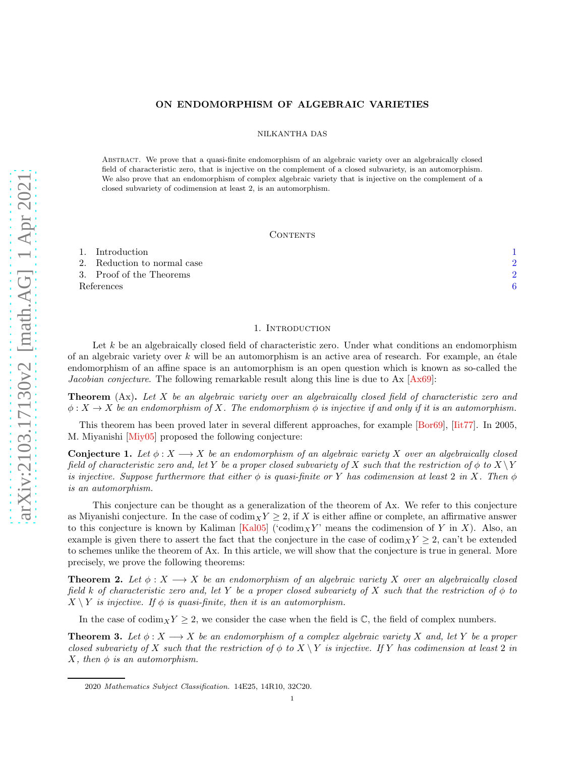# ON ENDOMORPHISM OF ALGEBRAIC VARIETIES

NILKANTHA DAS

Abstract. We prove that a quasi-finite endomorphism of an algebraic variety over an algebraically closed field of characteristic zero, that is injective on the complement of a closed subvariety, is an automorphism. We also prove that an endomorphism of complex algebraic variety that is injective on the complement of a closed subvariety of codimension at least 2, is an automorphism.

## Contents

1. Introduction 1
2. Reduction to normal case 2
3. Proof of the Theorems 2

References 6

## 1. Introduction

Let $k$ be an algebraically closed field of characteristic zero. Under what conditions an endomorphism of an algebraic variety over $k$ will be an automorphism is an active area of research. For example, an étale endomorphism of an affine space is an automorphism is an open question which is known as so-called the *Jacobian conjecture*. The following remarkable result along this line is due to Ax [Ax69]:

**Theorem** (Ax)**.** *Let $X$ be an algebraic variety over an algebraically closed field of characteristic zero and $\phi : X \to X$ be an endomorphism of $X$. The endomorphism $\phi$ is injective if and only if it is an automorphism.*

This theorem has been proved later in several different approaches, for example [Bor69], [Iit77]. In 2005, M. Miyanishi [Miy05] proposed the following conjecture:

**Conjecture 1.** *Let $\phi : X \longrightarrow X$ be an endomorphism of an algebraic variety $X$ over an algebraically closed field of characteristic zero and, let $Y$ be a proper closed subvariety of $X$ such that the restriction of $\phi$ to $X \setminus Y$ is injective. Suppose furthermore that either $\phi$ is quasi-finite or $Y$ has codimension at least 2 in $X$. Then $\phi$ is an automorphism.*

This conjecture can be thought as a generalization of the theorem of Ax. We refer to this conjecture as Miyanishi conjecture. In the case of $\operatorname{codim}_X Y \geq 2$, if $X$ is either affine or complete, an affirmative answer to this conjecture is known by Kaliman [Kal05] ('$\operatorname{codim}_X Y$' means the codimension of $Y$ in $X$). Also, an example is given there to assert the fact that the conjecture in the case of $\operatorname{codim}_X Y \geq 2$, can't be extended to schemes unlike the theorem of Ax. In this article, we will show that the conjecture is true in general. More precisely, we prove the following theorems:

**Theorem 2.** *Let $\phi : X \longrightarrow X$ be an endomorphism of an algebraic variety $X$ over an algebraically closed field $k$ of characteristic zero and, let $Y$ be a proper closed subvariety of $X$ such that the restriction of $\phi$ to $X \setminus Y$ is injective. If $\phi$ is quasi-finite, then it is an automorphism.*

In the case of $\operatorname{codim}_X Y \geq 2$, we consider the case when the field is $\mathbb{C}$, the field of complex numbers.

**Theorem 3.** *Let $\phi : X \longrightarrow X$ be an endomorphism of a complex algebraic variety $X$ and, let $Y$ be a proper closed subvariety of $X$ such that the restriction of $\phi$ to $X \setminus Y$ is injective. If $Y$ has codimension at least 2 in $X$, then $\phi$ is an automorphism.*

2020 *Mathematics Subject Classification.* 14E25, 14R10, 32C20.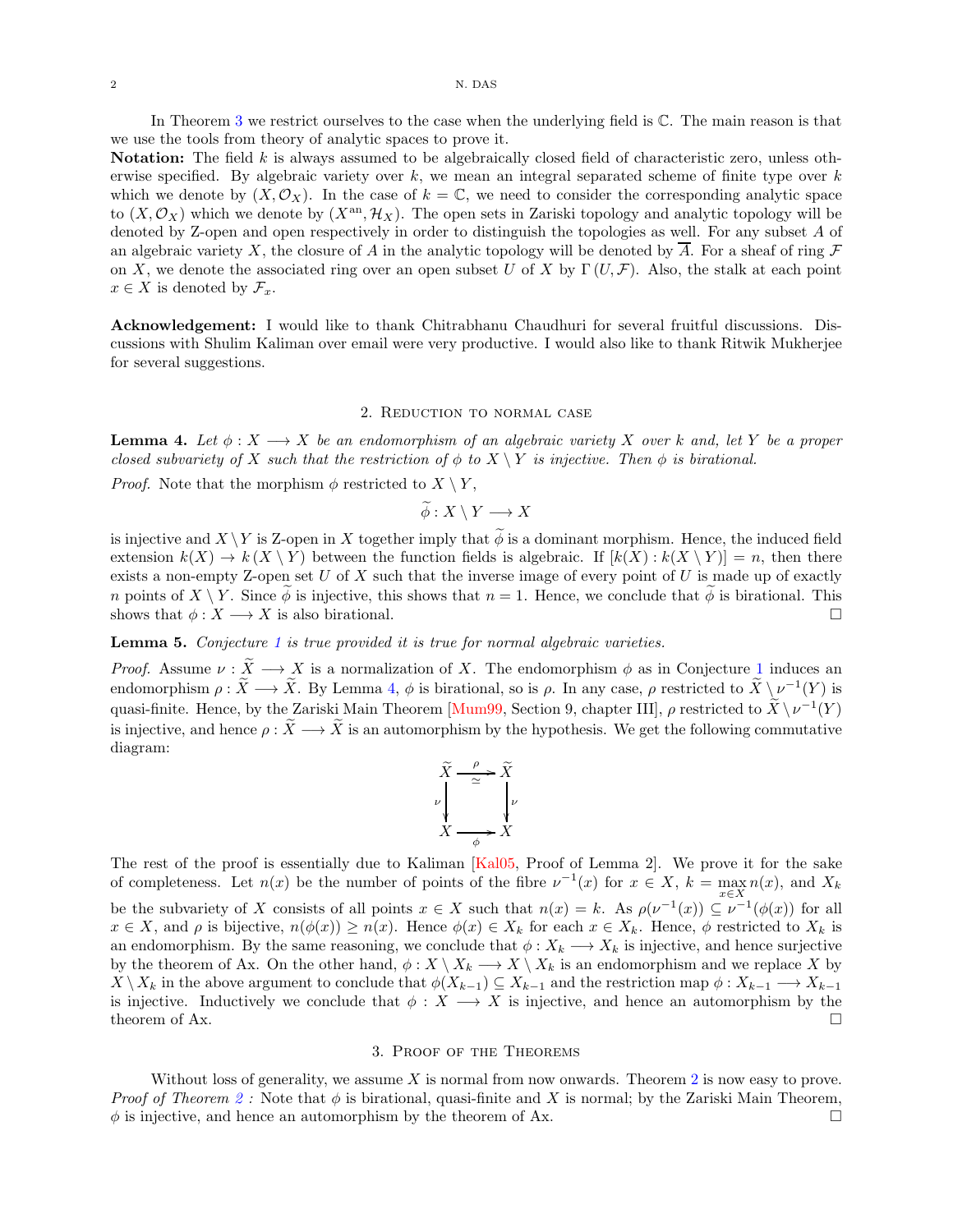In Theorem 3 we restrict ourselves to the case when the underlying field is $\mathbb{C}$. The main reason is that we use the tools from theory of analytic spaces to prove it.

**Notation:** The field $k$ is always assumed to be algebraically closed field of characteristic zero, unless otherwise specified. By algebraic variety over $k$, we mean an integral separated scheme of finite type over $k$ which we denote by $(X, \mathcal{O}_X)$. In the case of $k = \mathbb{C}$, we need to consider the corresponding analytic space to $(X, \mathcal{O}_X)$ which we denote by $(X^{\text{an}}, \mathcal{H}_X)$. The open sets in Zariski topology and analytic topology will be denoted by Z-open and open respectively in order to distinguish the topologies as well. For any subset $A$ of an algebraic variety $X$, the closure of $A$ in the analytic topology will be denoted by $\overline{A}$. For a sheaf of ring $\mathcal{F}$ on $X$, we denote the associated ring over an open subset $U$ of $X$ by $\Gamma(U, \mathcal{F})$. Also, the stalk at each point $x \in X$ is denoted by $\mathcal{F}_x$.

**Acknowledgement:** I would like to thank Chitrabhanu Chaudhuri for several fruitful discussions. Discussions with Shulim Kaliman over email were very productive. I would also like to thank Ritwik Mukherjee for several suggestions.

## 2. Reduction to normal case

**Lemma 4.** *Let $\phi : X \longrightarrow X$ be an endomorphism of an algebraic variety $X$ over $k$ and, let $Y$ be a proper closed subvariety of $X$ such that the restriction of $\phi$ to $X \setminus Y$ is injective. Then $\phi$ is birational.*

*Proof.* Note that the morphism $\phi$ restricted to $X \setminus Y$,

$$\widetilde{\phi} : X \setminus Y \longrightarrow X$$

is injective and $X \setminus Y$ is Z-open in $X$ together imply that $\widetilde{\phi}$ is a dominant morphism. Hence, the induced field extension $k(X) \to k(X \setminus Y)$ between the function fields is algebraic. If $[k(X) : k(X \setminus Y)] = n$, then there exists a non-empty Z-open set $U$ of $X$ such that the inverse image of every point of $U$ is made up of exactly $n$ points of $X \setminus Y$. Since $\widetilde{\phi}$ is injective, this shows that $n = 1$. Hence, we conclude that $\widetilde{\phi}$ is birational. This shows that $\phi : X \longrightarrow X$ is also birational. $\square$

**Lemma 5.** *Conjecture 1 is true provided it is true for normal algebraic varieties.*

*Proof.* Assume $\nu : \widetilde{X} \longrightarrow X$ is a normalization of $X$. The endomorphism $\phi$ as in Conjecture 1 induces an endomorphism $\rho : \widetilde{X} \longrightarrow \widetilde{X}$. By Lemma 4, $\phi$ is birational, so is $\rho$. In any case, $\rho$ restricted to $\widetilde{X} \setminus \nu^{-1}(Y)$ is quasi-finite. Hence, by the Zariski Main Theorem [Mum99, Section 9, chapter III], $\rho$ restricted to $\widetilde{X} \setminus \nu^{-1}(Y)$ is injective, and hence $\rho : \widetilde{X} \longrightarrow \widetilde{X}$ is an automorphism by the hypothesis. We get the following commutative diagram:

$$\begin{array}{ccc} \widetilde{X} & \xrightarrow[\simeq]{\rho} & \widetilde{X} \\ \downarrow \nu & & \downarrow \nu \\ X & \xrightarrow{\phi} & X \end{array}$$

The rest of the proof is essentially due to Kaliman [Kal05, Proof of Lemma 2]. We prove it for the sake of completeness. Let $n(x)$ be the number of points of the fibre $\nu^{-1}(x)$ for $x \in X$, $k = \max_{x \in X} n(x)$, and $X_k$ be the subvariety of $X$ consists of all points $x \in X$ such that $n(x) = k$. As $\rho(\nu^{-1}(x)) \subseteq \nu^{-1}(\phi(x))$ for all $x \in X$, and $\rho$ is bijective, $n(\phi(x)) \geq n(x)$. Hence $\phi(x) \in X_k$ for each $x \in X_k$. Hence, $\phi$ restricted to $X_k$ is an endomorphism. By the same reasoning, we conclude that $\phi : X_k \longrightarrow X_k$ is injective, and hence surjective by the theorem of Ax. On the other hand, $\phi : X \setminus X_k \longrightarrow X \setminus X_k$ is an endomorphism and we replace $X$ by $X \setminus X_k$ in the above argument to conclude that $\phi(X_{k-1}) \subseteq X_{k-1}$ and the restriction map $\phi : X_{k-1} \longrightarrow X_{k-1}$ is injective. Inductively we conclude that $\phi : X \longrightarrow X$ is injective, and hence an automorphism by the theorem of Ax. $\square$

## 3. Proof of the Theorems

Without loss of generality, we assume $X$ is normal from now onwards. Theorem 2 is now easy to prove.

*Proof of Theorem 2 :* Note that $\phi$ is birational, quasi-finite and $X$ is normal; by the Zariski Main Theorem, $\phi$ is injective, and hence an automorphism by the theorem of Ax. $\square$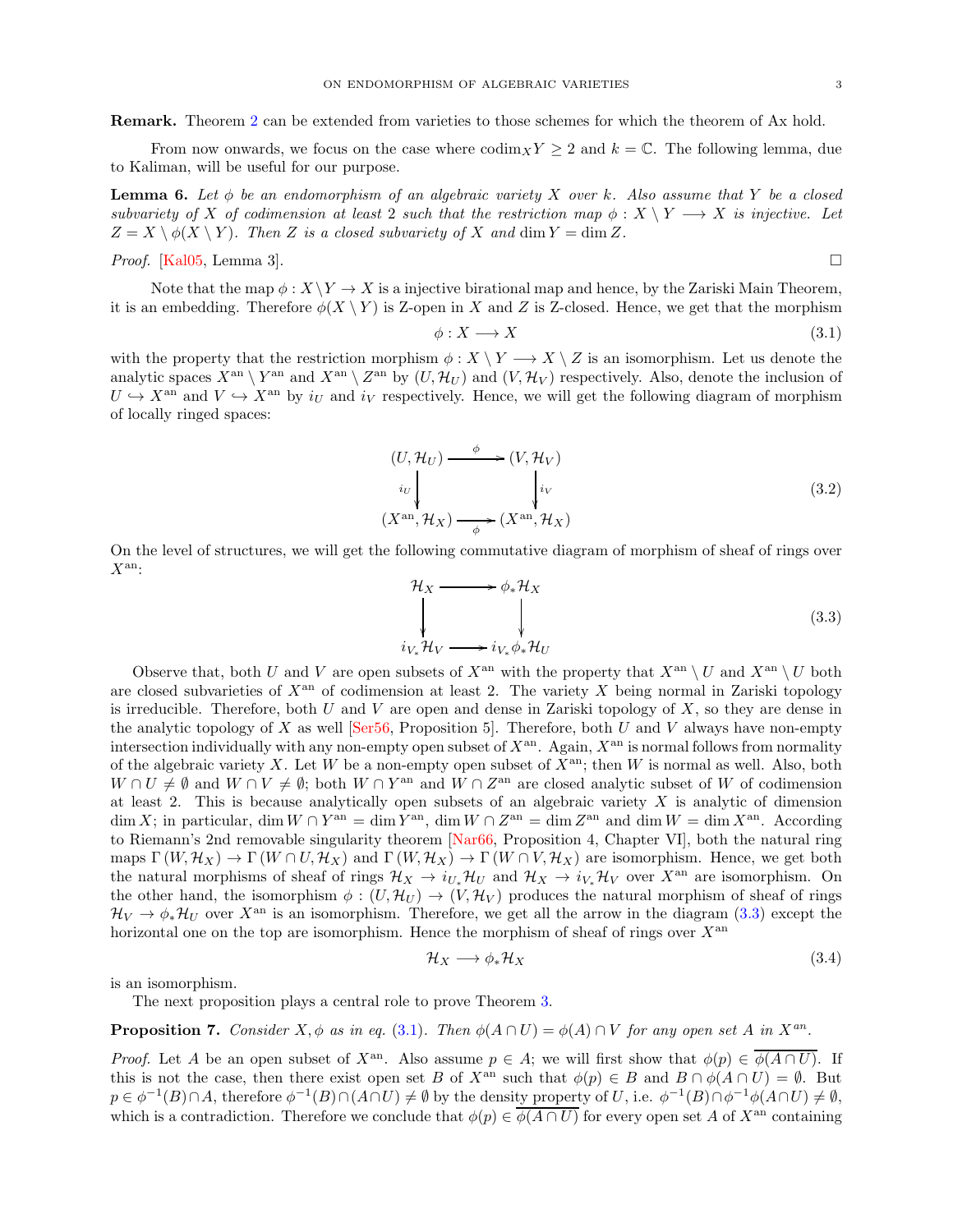**Remark.** Theorem 2 can be extended from varieties to those schemes for which the theorem of Ax hold.

From now onwards, we focus on the case where $\mathrm{codim}_X Y \geq 2$ and $k = \mathbb{C}$. The following lemma, due to Kaliman, will be useful for our purpose.

**Lemma 6.** *Let $\phi$ be an endomorphism of an algebraic variety $X$ over $k$. Also assume that $Y$ be a closed subvariety of $X$ of codimension at least 2 such that the restriction map $\phi : X \setminus Y \longrightarrow X$ is injective. Let $Z = X \setminus \phi(X \setminus Y)$. Then $Z$ is a closed subvariety of $X$ and $\dim Y = \dim Z$.*

*Proof.* [Kal05, Lemma 3]. □

Note that the map $\phi : X \setminus Y \to X$ is a injective birational map and hence, by the Zariski Main Theorem, it is an embedding. Therefore $\phi(X \setminus Y)$ is Z-open in $X$ and $Z$ is Z-closed. Hence, we get that the morphism

$$\phi : X \longrightarrow X \tag{3.1}$$

with the property that the restriction morphism $\phi : X \setminus Y \longrightarrow X \setminus Z$ is an isomorphism. Let us denote the analytic spaces $X^{\mathrm{an}} \setminus Y^{\mathrm{an}}$ and $X^{\mathrm{an}} \setminus Z^{\mathrm{an}}$ by $(U, \mathcal{H}_U)$ and $(V, \mathcal{H}_V)$ respectively. Also, denote the inclusion of $U \hookrightarrow X^{\mathrm{an}}$ and $V \hookrightarrow X^{\mathrm{an}}$ by $i_U$ and $i_V$ respectively. Hence, we will get the following diagram of morphism of locally ringed spaces:

$$\begin{array}{ccc} (U, \mathcal{H}_U) & \xrightarrow{\phi} & (V, \mathcal{H}_V) \\ {\scriptstyle i_U}\downarrow & & \downarrow{\scriptstyle i_V} \\ (X^{\mathrm{an}}, \mathcal{H}_X) & \xrightarrow[\phi]{} & (X^{\mathrm{an}}, \mathcal{H}_X) \end{array} \tag{3.2}$$

On the level of structures, we will get the following commutative diagram of morphism of sheaf of rings over $X^{\mathrm{an}}$:

$$\begin{array}{ccc} \mathcal{H}_X & \longrightarrow & \phi_* \mathcal{H}_X \\ \downarrow & & \downarrow \\ i_{V_*} \mathcal{H}_V & \longrightarrow & i_{V_*} \phi_* \mathcal{H}_U \end{array} \tag{3.3}$$

Observe that, both $U$ and $V$ are open subsets of $X^{\mathrm{an}}$ with the property that $X^{\mathrm{an}} \setminus U$ and $X^{\mathrm{an}} \setminus U$ both are closed subvarieties of $X^{\mathrm{an}}$ of codimension at least 2. The variety $X$ being normal in Zariski topology is irreducible. Therefore, both $U$ and $V$ are open and dense in Zariski topology of $X$, so they are dense in the analytic topology of $X$ as well [Ser56, Proposition 5]. Therefore, both $U$ and $V$ always have non-empty intersection individually with any non-empty open subset of $X^{\mathrm{an}}$. Again, $X^{\mathrm{an}}$ is normal follows from normality of the algebraic variety $X$. Let $W$ be a non-empty open subset of $X^{\mathrm{an}}$; then $W$ is normal as well. Also, both $W \cap U \neq \emptyset$ and $W \cap V \neq \emptyset$; both $W \cap Y^{\mathrm{an}}$ and $W \cap Z^{\mathrm{an}}$ are closed analytic subset of $W$ of codimension at least 2. This is because analytically open subsets of an algebraic variety $X$ is analytic of dimension $\dim X$; in particular, $\dim W \cap Y^{\mathrm{an}} = \dim Y^{\mathrm{an}}$, $\dim W \cap Z^{\mathrm{an}} = \dim Z^{\mathrm{an}}$ and $\dim W = \dim X^{\mathrm{an}}$. According to Riemann's 2nd removable singularity theorem [Nar66, Proposition 4, Chapter VI], both the natural ring maps $\Gamma(W, \mathcal{H}_X) \to \Gamma(W \cap U, \mathcal{H}_X)$ and $\Gamma(W, \mathcal{H}_X) \to \Gamma(W \cap V, \mathcal{H}_X)$ are isomorphism. Hence, we get both the natural morphisms of sheaf of rings $\mathcal{H}_X \to i_{U_*} \mathcal{H}_U$ and $\mathcal{H}_X \to i_{V_*} \mathcal{H}_V$ over $X^{\mathrm{an}}$ are isomorphism. On the other hand, the isomorphism $\phi : (U, \mathcal{H}_U) \to (V, \mathcal{H}_V)$ produces the natural morphism of sheaf of rings $\mathcal{H}_V \to \phi_* \mathcal{H}_U$ over $X^{\mathrm{an}}$ is an isomorphism. Therefore, we get all the arrow in the diagram (3.3) except the horizontal one on the top are isomorphism. Hence the morphism of sheaf of rings over $X^{\mathrm{an}}$

$$\mathcal{H}_X \longrightarrow \phi_* \mathcal{H}_X \tag{3.4}$$

is an isomorphism.

The next proposition plays a central role to prove Theorem 3.

**Proposition 7.** *Consider $X, \phi$ as in eq. (3.1). Then $\phi(A \cap U) = \phi(A) \cap V$ for any open set $A$ in $X^{an}$.*

*Proof.* Let $A$ be an open subset of $X^{\mathrm{an}}$. Also assume $p \in A$; we will first show that $\phi(p) \in \overline{\phi(A \cap U)}$. If this is not the case, then there exist open set $B$ of $X^{\mathrm{an}}$ such that $\phi(p) \in B$ and $B \cap \phi(A \cap U) = \emptyset$. But $p \in \phi^{-1}(B) \cap A$, therefore $\phi^{-1}(B) \cap (A \cap U) \neq \emptyset$ by the density property of $U$, i.e. $\phi^{-1}(B) \cap \phi^{-1}\phi(A \cap U) \neq \emptyset$, which is a contradiction. Therefore we conclude that $\phi(p) \in \overline{\phi(A \cap U)}$ for every open set $A$ of $X^{\mathrm{an}}$ containing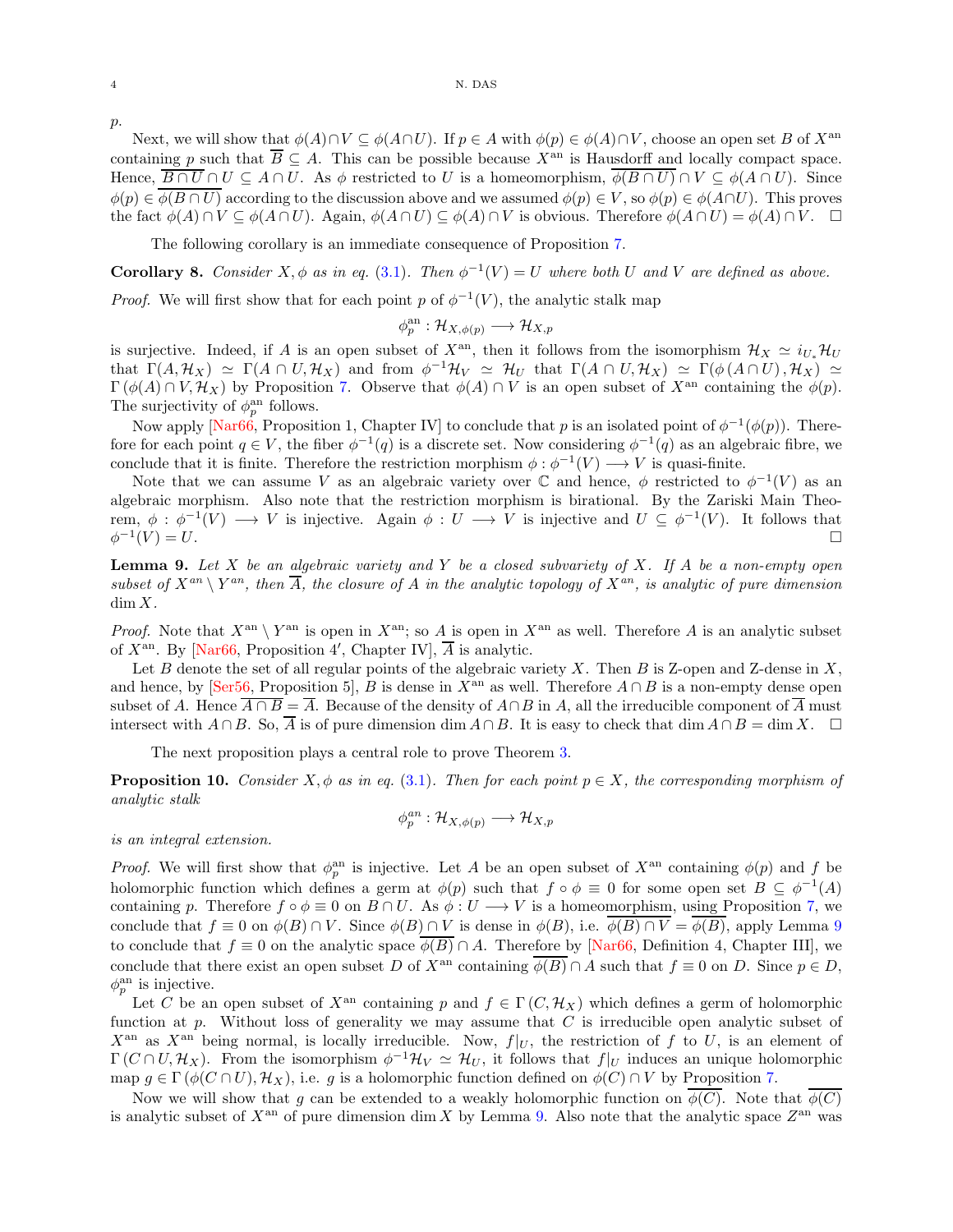$p$.

Next, we will show that $\phi(A)\cap V \subseteq \phi(A\cap U)$. If $p \in A$ with $\phi(p) \in \phi(A)\cap V$, choose an open set $B$ of $X^{\rm an}$ containing $p$ such that $\overline{B} \subseteq A$. This can be possible because $X^{\rm an}$ is Hausdorff and locally compact space. Hence, $\overline{B\cap U}\cap U \subseteq A\cap U$. As $\phi$ restricted to $U$ is a homeomorphism, $\overline{\phi(B\cap U)}\cap V \subseteq \phi(A\cap U)$. Since $\phi(p) \in \overline{\phi(B\cap U)}$ according to the discussion above and we assumed $\phi(p) \in V$, so $\phi(p) \in \phi(A\cap U)$. This proves the fact $\phi(A)\cap V \subseteq \phi(A\cap U)$. Again, $\phi(A\cap U) \subseteq \phi(A)\cap V$ is obvious. Therefore $\phi(A\cap U) = \phi(A)\cap V$. $\square$

The following corollary is an immediate consequence of Proposition 7.

**Corollary 8.** *Consider $X, \phi$ as in eq. (3.1). Then $\phi^{-1}(V) = U$ where both $U$ and $V$ are defined as above.*

*Proof.* We will first show that for each point $p$ of $\phi^{-1}(V)$, the analytic stalk map

$$\phi_p^{\rm an} : \mathcal{H}_{X,\phi(p)} \longrightarrow \mathcal{H}_{X,p}$$

is surjective. Indeed, if $A$ is an open subset of $X^{\rm an}$, then it follows from the isomorphism $\mathcal{H}_X \simeq i_{U_*}\mathcal{H}_U$ that $\Gamma(A, \mathcal{H}_X) \simeq \Gamma(A\cap U, \mathcal{H}_X)$ and from $\phi^{-1}\mathcal{H}_V \simeq \mathcal{H}_U$ that $\Gamma(A\cap U, \mathcal{H}_X) \simeq \Gamma(\phi(A\cap U), \mathcal{H}_X) \simeq \Gamma(\phi(A)\cap V, \mathcal{H}_X)$ by Proposition 7. Observe that $\phi(A)\cap V$ is an open subset of $X^{\rm an}$ containing the $\phi(p)$. The surjectivity of $\phi_p^{\rm an}$ follows.

Now apply [Nar66, Proposition 1, Chapter IV] to conclude that $p$ is an isolated point of $\phi^{-1}(\phi(p))$. Therefore for each point $q \in V$, the fiber $\phi^{-1}(q)$ is a discrete set. Now considering $\phi^{-1}(q)$ as an algebraic fibre, we conclude that it is finite. Therefore the restriction morphism $\phi : \phi^{-1}(V) \longrightarrow V$ is quasi-finite.

Note that we can assume $V$ as an algebraic variety over $\mathbb{C}$ and hence, $\phi$ restricted to $\phi^{-1}(V)$ as an algebraic morphism. Also note that the restriction morphism is birational. By the Zariski Main Theorem, $\phi : \phi^{-1}(V) \longrightarrow V$ is injective. Again $\phi : U \longrightarrow V$ is injective and $U \subseteq \phi^{-1}(V)$. It follows that $\phi^{-1}(V) = U$. $\square$

**Lemma 9.** *Let $X$ be an algebraic variety and $Y$ be a closed subvariety of $X$. If $A$ be a non-empty open subset of $X^{an}\setminus Y^{an}$, then $\overline{A}$, the closure of $A$ in the analytic topology of $X^{an}$, is analytic of pure dimension $\dim X$.*

*Proof.* Note that $X^{\rm an}\setminus Y^{\rm an}$ is open in $X^{\rm an}$; so $A$ is open in $X^{\rm an}$ as well. Therefore $A$ is an analytic subset of $X^{\rm an}$. By [Nar66, Proposition 4′, Chapter IV], $\overline{A}$ is analytic.

Let $B$ denote the set of all regular points of the algebraic variety $X$. Then $B$ is Z-open and Z-dense in $X$, and hence, by [Ser56, Proposition 5], $B$ is dense in $X^{\rm an}$ as well. Therefore $A\cap B$ is a non-empty dense open subset of $A$. Hence $\overline{A\cap B} = \overline{A}$. Because of the density of $A\cap B$ in $A$, all the irreducible component of $\overline{A}$ must intersect with $A\cap B$. So, $\overline{A}$ is of pure dimension $\dim A\cap B$. It is easy to check that $\dim A\cap B = \dim X$. $\square$

The next proposition plays a central role to prove Theorem 3.

**Proposition 10.** *Consider $X, \phi$ as in eq. (3.1). Then for each point $p \in X$, the corresponding morphism of analytic stalk*

$$\phi_p^{an} : \mathcal{H}_{X,\phi(p)} \longrightarrow \mathcal{H}_{X,p}$$

*is an integral extension.*

*Proof.* We will first show that $\phi_p^{\rm an}$ is injective. Let $A$ be an open subset of $X^{\rm an}$ containing $\phi(p)$ and $f$ be holomorphic function which defines a germ at $\phi(p)$ such that $f\circ\phi \equiv 0$ for some open set $B \subseteq \phi^{-1}(A)$ containing $p$. Therefore $f\circ\phi \equiv 0$ on $B\cap U$. As $\phi : U \longrightarrow V$ is a homeomorphism, using Proposition 7, we conclude that $f \equiv 0$ on $\phi(B)\cap V$. Since $\phi(B)\cap V$ is dense in $\phi(B)$, i.e. $\overline{\phi(B)\cap V} = \overline{\phi(B)}$, apply Lemma 9 to conclude that $f \equiv 0$ on the analytic space $\overline{\phi(B)}\cap A$. Therefore by [Nar66, Definition 4, Chapter III], we conclude that there exist an open subset $D$ of $X^{\rm an}$ containing $\overline{\phi(B)}\cap A$ such that $f \equiv 0$ on $D$. Since $p \in D$, $\phi_p^{\rm an}$ is injective.

Let $C$ be an open subset of $X^{\rm an}$ containing $p$ and $f \in \Gamma(C, \mathcal{H}_X)$ which defines a germ of holomorphic function at $p$. Without loss of generality we may assume that $C$ is irreducible open analytic subset of $X^{\rm an}$ as $X^{\rm an}$ being normal, is locally irreducible. Now, $f|_U$, the restriction of $f$ to $U$, is an element of $\Gamma(C\cap U, \mathcal{H}_X)$. From the isomorphism $\phi^{-1}\mathcal{H}_V \simeq \mathcal{H}_U$, it follows that $f|_U$ induces an unique holomorphic map $g \in \Gamma(\phi(C\cap U), \mathcal{H}_X)$, i.e. $g$ is a holomorphic function defined on $\phi(C)\cap V$ by Proposition 7.

Now we will show that $g$ can be extended to a weakly holomorphic function on $\overline{\phi(C)}$. Note that $\overline{\phi(C)}$ is analytic subset of $X^{\rm an}$ of pure dimension $\dim X$ by Lemma 9. Also note that the analytic space $Z^{\rm an}$ was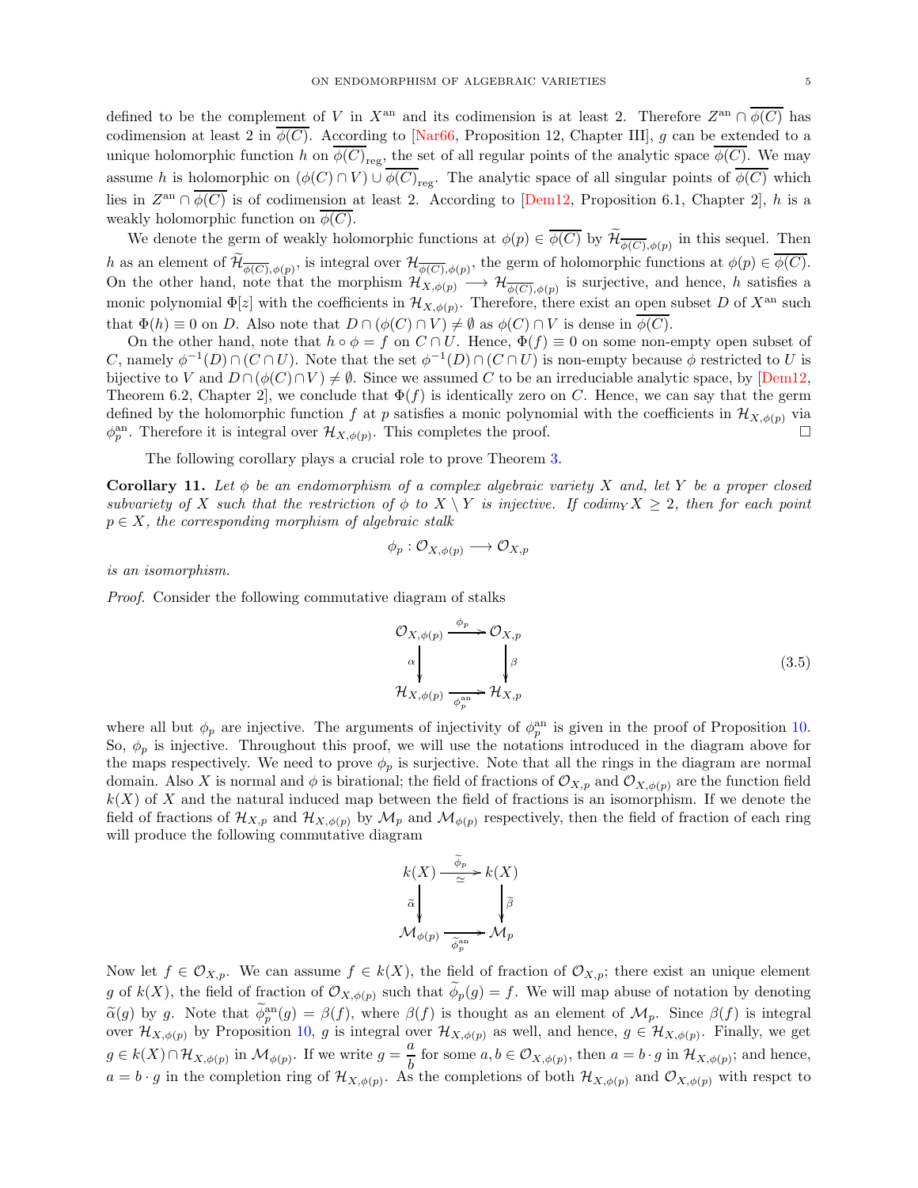defined to be the complement of $V$ in $X^{\mathrm{an}}$ and its codimension is at least 2. Therefore $Z^{\mathrm{an}} \cap \overline{\phi(C)}$ has codimension at least 2 in $\overline{\phi(C)}$. According to [Nar66, Proposition 12, Chapter III], $g$ can be extended to a unique holomorphic function $h$ on $\overline{\phi(C)}_{\mathrm{reg}}$, the set of all regular points of the analytic space $\overline{\phi(C)}$. We may assume $h$ is holomorphic on $(\phi(C) \cap V) \cup \overline{\phi(C)}_{\mathrm{reg}}$. The analytic space of all singular points of $\overline{\phi(C)}$ which lies in $Z^{\mathrm{an}} \cap \overline{\phi(C)}$ is of codimension at least 2. According to [Dem12, Proposition 6.1, Chapter 2], $h$ is a weakly holomorphic function on $\overline{\phi(C)}$.

We denote the germ of weakly holomorphic functions at $\phi(p) \in \overline{\phi(C)}$ by $\widetilde{\mathcal{H}}_{\overline{\phi(C)},\phi(p)}$ in this sequel. Then $h$ as an element of $\widetilde{\mathcal{H}}_{\overline{\phi(C)},\phi(p)}$, is integral over $\mathcal{H}_{\overline{\phi(C)},\phi(p)}$, the germ of holomorphic functions at $\phi(p) \in \overline{\phi(C)}$. On the other hand, note that the morphism $\mathcal{H}_{X,\phi(p)} \longrightarrow \mathcal{H}_{\overline{\phi(C)},\phi(p)}$ is surjective, and hence, $h$ satisfies a monic polynomial $\Phi[z]$ with the coefficients in $\mathcal{H}_{X,\phi(p)}$. Therefore, there exist an open subset $D$ of $X^{\mathrm{an}}$ such that $\Phi(h) \equiv 0$ on $D$. Also note that $D \cap (\phi(C) \cap V) \neq \emptyset$ as $\phi(C) \cap V$ is dense in $\overline{\phi(C)}$.

On the other hand, note that $h \circ \phi = f$ on $C \cap U$. Hence, $\Phi(f) \equiv 0$ on some non-empty open subset of $C$, namely $\phi^{-1}(D) \cap (C \cap U)$. Note that the set $\phi^{-1}(D) \cap (C \cap U)$ is non-empty because $\phi$ restricted to $U$ is bijective to $V$ and $D \cap (\phi(C) \cap V) \neq \emptyset$. Since we assumed $C$ to be an irreduciable analytic space, by [Dem12, Theorem 6.2, Chapter 2], we conclude that $\Phi(f)$ is identically zero on $C$. Hence, we can say that the germ defined by the holomorphic function $f$ at $p$ satisfies a monic polynomial with the coefficients in $\mathcal{H}_{X,\phi(p)}$ via $\phi_p^{\mathrm{an}}$. Therefore it is integral over $\mathcal{H}_{X,\phi(p)}$. This completes the proof. □

The following corollary plays a crucial role to prove Theorem 3.

**Corollary 11.** *Let $\phi$ be an endomorphism of a complex algebraic variety $X$ and, let $Y$ be a proper closed subvariety of $X$ such that the restriction of $\phi$ to $X \setminus Y$ is injective. If $\mathrm{codim}_Y X \geq 2$, then for each point $p \in X$, the corresponding morphism of algebraic stalk*

$$\phi_p : \mathcal{O}_{X,\phi(p)} \longrightarrow \mathcal{O}_{X,p}$$

*is an isomorphism.*

*Proof.* Consider the following commutative diagram of stalks

$$\begin{array}{ccc} \mathcal{O}_{X,\phi(p)} & \xrightarrow{\ \phi_p\ } & \mathcal{O}_{X,p} \\ \alpha \big\downarrow & & \big\downarrow \beta \\ \mathcal{H}_{X,\phi(p)} & \xrightarrow[\ \phi_p^{\mathrm{an}}\ ]{} & \mathcal{H}_{X,p} \end{array} \tag{3.5}$$

where all but $\phi_p$ are injective. The arguments of injectivity of $\phi_p^{\mathrm{an}}$ is given in the proof of Proposition 10. So, $\phi_p$ is injective. Throughout this proof, we will use the notations introduced in the diagram above for the maps respectively. We need to prove $\phi_p$ is surjective. Note that all the rings in the diagram are normal domain. Also $X$ is normal and $\phi$ is birational; the field of fractions of $\mathcal{O}_{X,p}$ and $\mathcal{O}_{X,\phi(p)}$ are the function field $k(X)$ of $X$ and the natural induced map between the field of fractions is an isomorphism. If we denote the field of fractions of $\mathcal{H}_{X,p}$ and $\mathcal{H}_{X,\phi(p)}$ by $\mathcal{M}_p$ and $\mathcal{M}_{\phi(p)}$ respectively, then the field of fraction of each ring will produce the following commutative diagram

$$\begin{array}{ccc} k(X) & \xrightarrow[\ \simeq\ ]{\ \widetilde{\phi}_p\ } & k(X) \\ \widetilde{\alpha} \big\downarrow & & \big\downarrow \widetilde{\beta} \\ \mathcal{M}_{\phi(p)} & \xrightarrow[\ \widetilde{\phi}_p^{\mathrm{an}}\ ]{} & \mathcal{M}_p \end{array}$$

Now let $f \in \mathcal{O}_{X,p}$. We can assume $f \in k(X)$, the field of fraction of $\mathcal{O}_{X,p}$; there exist an unique element $g$ of $k(X)$, the field of fraction of $\mathcal{O}_{X,\phi(p)}$ such that $\widetilde{\phi}_p(g) = f$. We will map abuse of notation by denoting $\widetilde{\alpha}(g)$ by $g$. Note that $\widetilde{\phi}_p^{\mathrm{an}}(g) = \beta(f)$, where $\beta(f)$ is thought as an element of $\mathcal{M}_p$. Since $\beta(f)$ is integral over $\mathcal{H}_{X,\phi(p)}$ by Proposition 10, $g$ is integral over $\mathcal{H}_{X,\phi(p)}$ as well, and hence, $g \in \mathcal{H}_{X,\phi(p)}$. Finally, we get $g \in k(X) \cap \mathcal{H}_{X,\phi(p)}$ in $\mathcal{M}_{\phi(p)}$. If we write $g = \dfrac{a}{b}$ for some $a, b \in \mathcal{O}_{X,\phi(p)}$, then $a = b \cdot g$ in $\mathcal{H}_{X,\phi(p)}$; and hence, $a = b \cdot g$ in the completion ring of $\mathcal{H}_{X,\phi(p)}$. As the completions of both $\mathcal{H}_{X,\phi(p)}$ and $\mathcal{O}_{X,\phi(p)}$ with respct to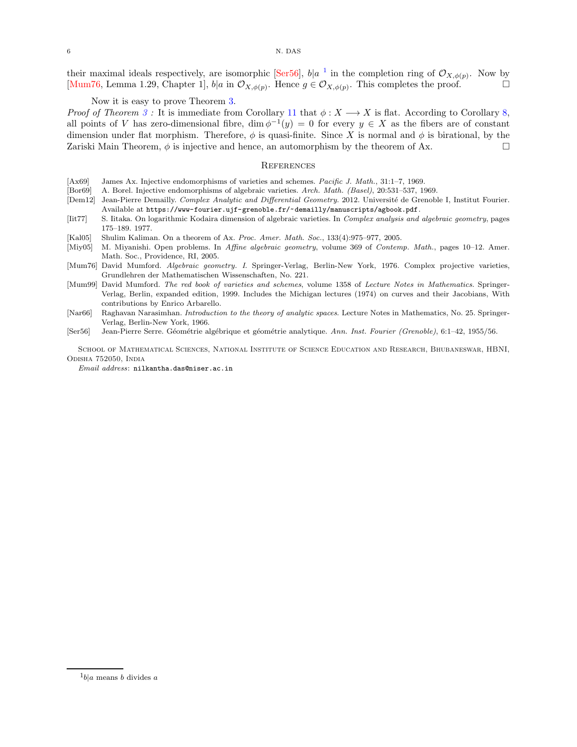their maximal ideals respectively, are isomorphic [Ser56], $b|a$ [1] in the completion ring of $\mathcal{O}_{X,\phi(p)}$. Now by [Mum76, Lemma 1.29, Chapter 1], $b|a$ in $\mathcal{O}_{X,\phi(p)}$. Hence $g \in \mathcal{O}_{X,\phi(p)}$. This completes the proof. □

Now it is easy to prove Theorem 3.

*Proof of Theorem 3 :* It is immediate from Corollary 11 that $\phi : X \longrightarrow X$ is flat. According to Corollary 8, all points of $V$ has zero-dimensional fibre, $\dim \phi^{-1}(y) = 0$ for every $y \in X$ as the fibers are of constant dimension under flat morphism. Therefore, $\phi$ is quasi-finite. Since $X$ is normal and $\phi$ is birational, by the Zariski Main Theorem, $\phi$ is injective and hence, an automorphism by the theorem of Ax. □

## References

[Ax69] James Ax. Injective endomorphisms of varieties and schemes. *Pacific J. Math.*, 31:1–7, 1969.

[Bor69] A. Borel. Injective endomorphisms of algebraic varieties. *Arch. Math. (Basel)*, 20:531–537, 1969.

[Dem12] Jean-Pierre Demailly. *Complex Analytic and Differential Geometry.* 2012. Université de Grenoble I, Institut Fourier. Available at `https://www-fourier.ujf-grenoble.fr/~demailly/manuscripts/agbook.pdf`.

[Iit77] S. Iitaka. On logarithmic Kodaira dimension of algebraic varieties. In *Complex analysis and algebraic geometry*, pages 175–189. 1977.

[Kal05] Shulim Kaliman. On a theorem of Ax. *Proc. Amer. Math. Soc.*, 133(4):975–977, 2005.

[Miy05] M. Miyanishi. Open problems. In *Affine algebraic geometry*, volume 369 of *Contemp. Math.*, pages 10–12. Amer. Math. Soc., Providence, RI, 2005.

[Mum76] David Mumford. *Algebraic geometry. I.* Springer-Verlag, Berlin-New York, 1976. Complex projective varieties, Grundlehren der Mathematischen Wissenschaften, No. 221.

[Mum99] David Mumford. *The red book of varieties and schemes*, volume 1358 of *Lecture Notes in Mathematics*. Springer-Verlag, Berlin, expanded edition, 1999. Includes the Michigan lectures (1974) on curves and their Jacobians, With contributions by Enrico Arbarello.

[Nar66] Raghavan Narasimhan. *Introduction to the theory of analytic spaces*. Lecture Notes in Mathematics, No. 25. Springer-Verlag, Berlin-New York, 1966.

[Ser56] Jean-Pierre Serre. Géométrie algébrique et géométrie analytique. *Ann. Inst. Fourier (Grenoble)*, 6:1–42, 1955/56.

School of Mathematical Sciences, National Institute of Science Education and Research, Bhubaneswar, HBNI, Odisha 752050, India

*Email address*: `nilkantha.das@niser.ac.in`

[1] $b|a$ means $b$ divides $a$